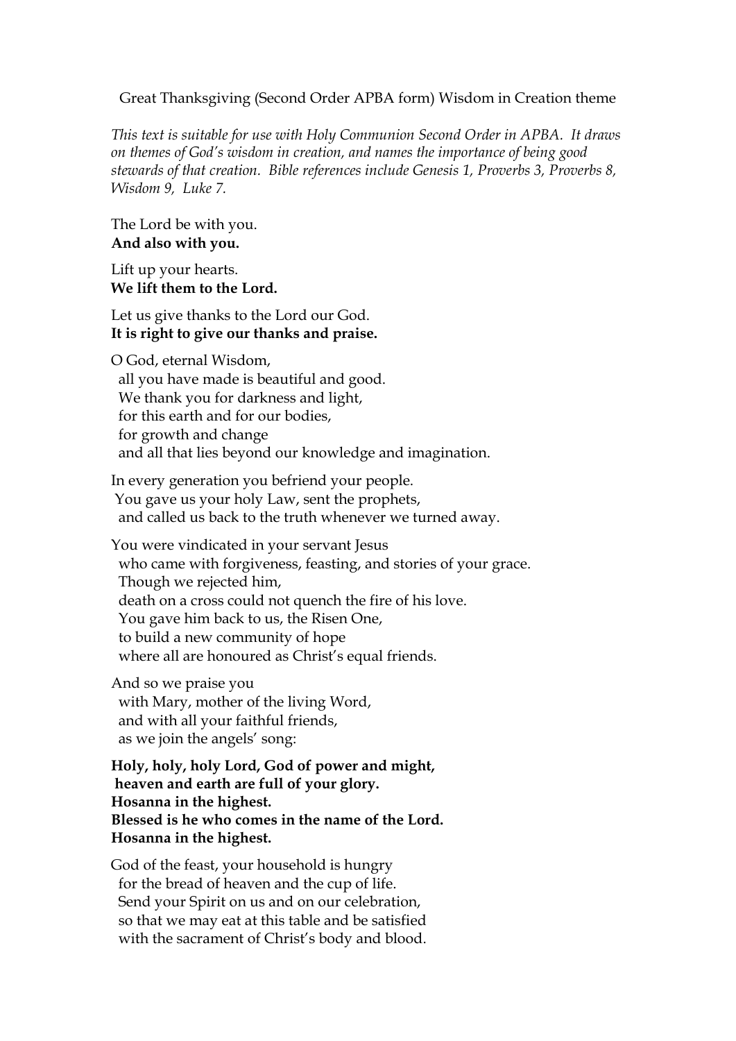# Great Thanksgiving (Second Order APBA form) Wisdom in Creation theme

*This text is suitable for use with Holy Communion Second Order in APBA. It draws on themes of God's wisdom in creation, and names the importance of being good stewards of that creation. Bible references include Genesis 1, Proverbs 3, Proverbs 8, Wisdom 9, Luke 7.*

The Lord be with you.
**And also with you.**

Lift up your hearts.
**We lift them to the Lord.**

Let us give thanks to the Lord our God.
**It is right to give our thanks and praise.**

O God, eternal Wisdom,
all you have made is beautiful and good.
We thank you for darkness and light,
for this earth and for our bodies,
for growth and change
and all that lies beyond our knowledge and imagination.

In every generation you befriend your people.
You gave us your holy Law, sent the prophets,
and called us back to the truth whenever we turned away.

You were vindicated in your servant Jesus
who came with forgiveness, feasting, and stories of your grace.
Though we rejected him,
death on a cross could not quench the fire of his love.
You gave him back to us, the Risen One,
to build a new community of hope
where all are honoured as Christ's equal friends.

And so we praise you
with Mary, mother of the living Word,
and with all your faithful friends,
as we join the angels' song:

**Holy, holy, holy Lord, God of power and might,
heaven and earth are full of your glory.
Hosanna in the highest.
Blessed is he who comes in the name of the Lord.
Hosanna in the highest.**

God of the feast, your household is hungry
for the bread of heaven and the cup of life.
Send your Spirit on us and on our celebration,
so that we may eat at this table and be satisfied
with the sacrament of Christ's body and blood.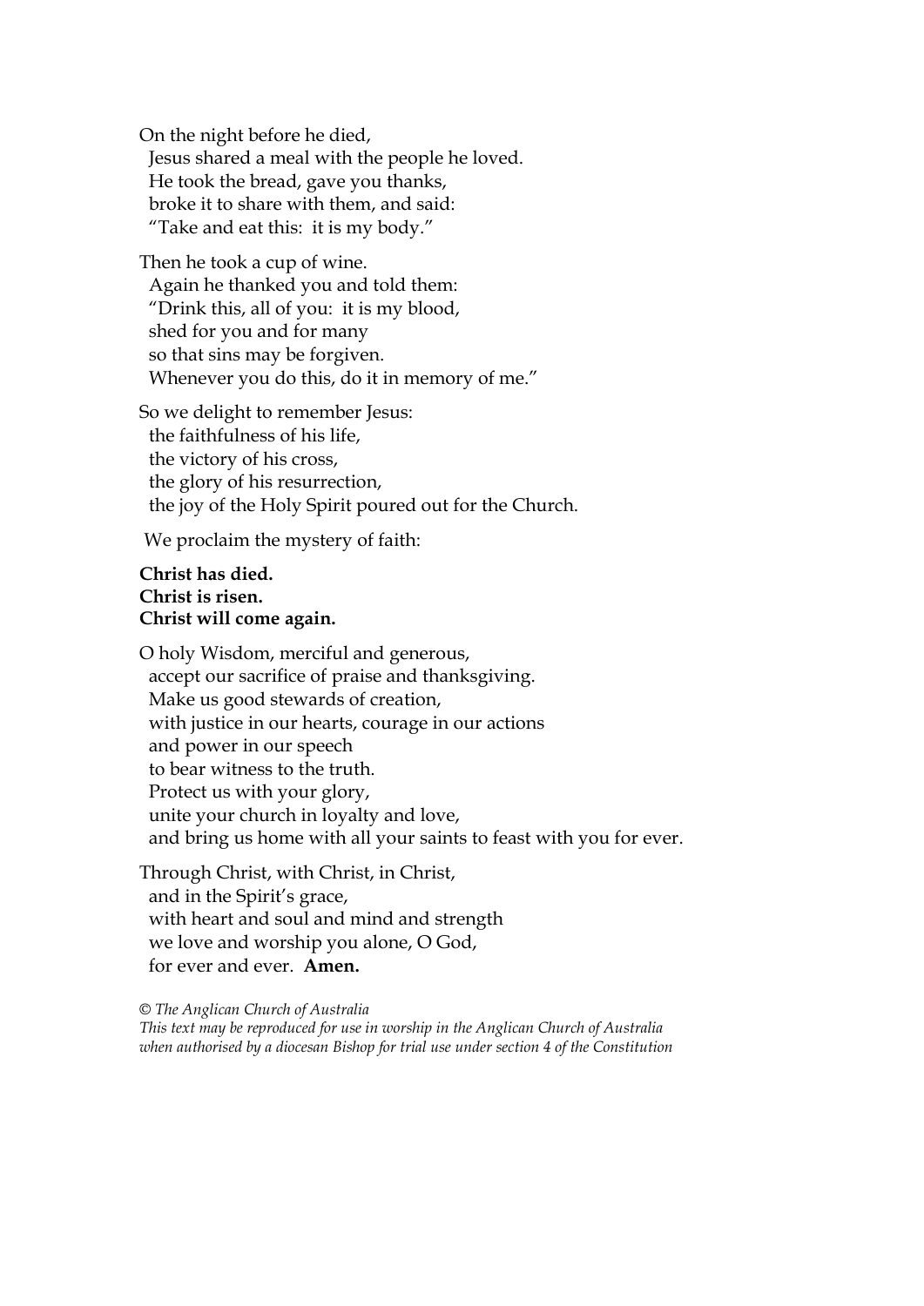On the night before he died,
Jesus shared a meal with the people he loved.
He took the bread, gave you thanks,
broke it to share with them, and said:
"Take and eat this: it is my body."

Then he took a cup of wine.
Again he thanked you and told them:
"Drink this, all of you: it is my blood,
shed for you and for many
so that sins may be forgiven.
Whenever you do this, do it in memory of me."

So we delight to remember Jesus:
the faithfulness of his life,
the victory of his cross,
the glory of his resurrection,
the joy of the Holy Spirit poured out for the Church.

We proclaim the mystery of faith:

**Christ has died.**
**Christ is risen.**
**Christ will come again.**

O holy Wisdom, merciful and generous,
accept our sacrifice of praise and thanksgiving.
Make us good stewards of creation,
with justice in our hearts, courage in our actions
and power in our speech
to bear witness to the truth.
Protect us with your glory,
unite your church in loyalty and love,
and bring us home with all your saints to feast with you for ever.

Through Christ, with Christ, in Christ,
and in the Spirit's grace,
with heart and soul and mind and strength
we love and worship you alone, O God,
for ever and ever. **Amen.**

*© The Anglican Church of Australia*
*This text may be reproduced for use in worship in the Anglican Church of Australia when authorised by a diocesan Bishop for trial use under section 4 of the Constitution*